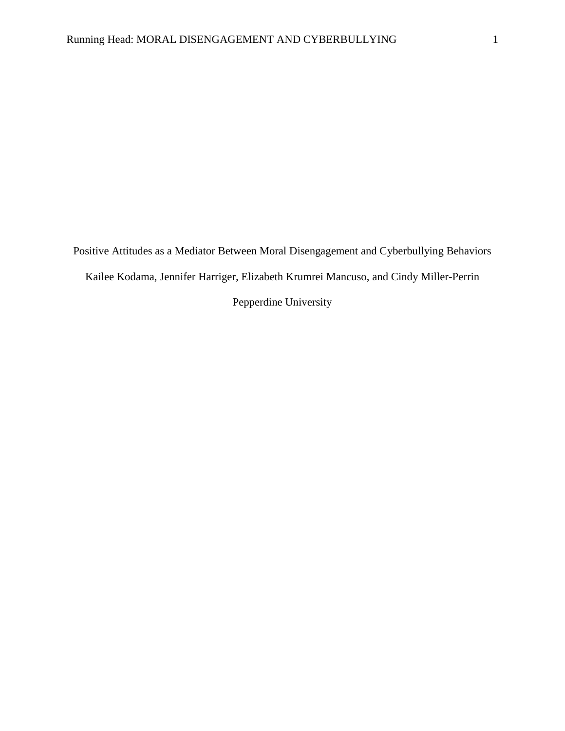# Positive Attitudes as a Mediator Between Moral Disengagement and Cyberbullying Behaviors

Kailee Kodama, Jennifer Harriger, Elizabeth Krumrei Mancuso, and Cindy Miller-Perrin

Pepperdine University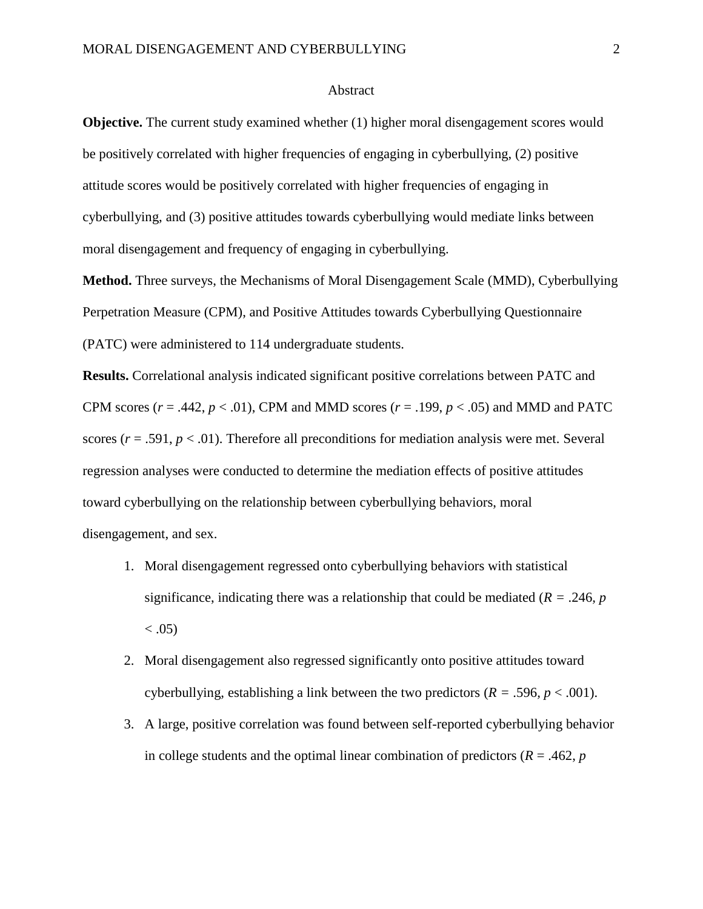## Abstract

**Objective.** The current study examined whether (1) higher moral disengagement scores would be positively correlated with higher frequencies of engaging in cyberbullying, (2) positive attitude scores would be positively correlated with higher frequencies of engaging in cyberbullying, and (3) positive attitudes towards cyberbullying would mediate links between moral disengagement and frequency of engaging in cyberbullying.

**Method.** Three surveys, the Mechanisms of Moral Disengagement Scale (MMD), Cyberbullying Perpetration Measure (CPM), and Positive Attitudes towards Cyberbullying Questionnaire (PATC) were administered to 114 undergraduate students.

**Results.** Correlational analysis indicated significant positive correlations between PATC and CPM scores ($r = .442$, $p < .01$), CPM and MMD scores ($r = .199$, $p < .05$) and MMD and PATC scores ($r = .591$, $p < .01$). Therefore all preconditions for mediation analysis were met. Several regression analyses were conducted to determine the mediation effects of positive attitudes toward cyberbullying on the relationship between cyberbullying behaviors, moral disengagement, and sex.

1. Moral disengagement regressed onto cyberbullying behaviors with statistical significance, indicating there was a relationship that could be mediated ($R = .246$, $p < .05$)
2. Moral disengagement also regressed significantly onto positive attitudes toward cyberbullying, establishing a link between the two predictors ($R = .596$, $p < .001$).
3. A large, positive correlation was found between self-reported cyberbullying behavior in college students and the optimal linear combination of predictors ($R = .462$, $p$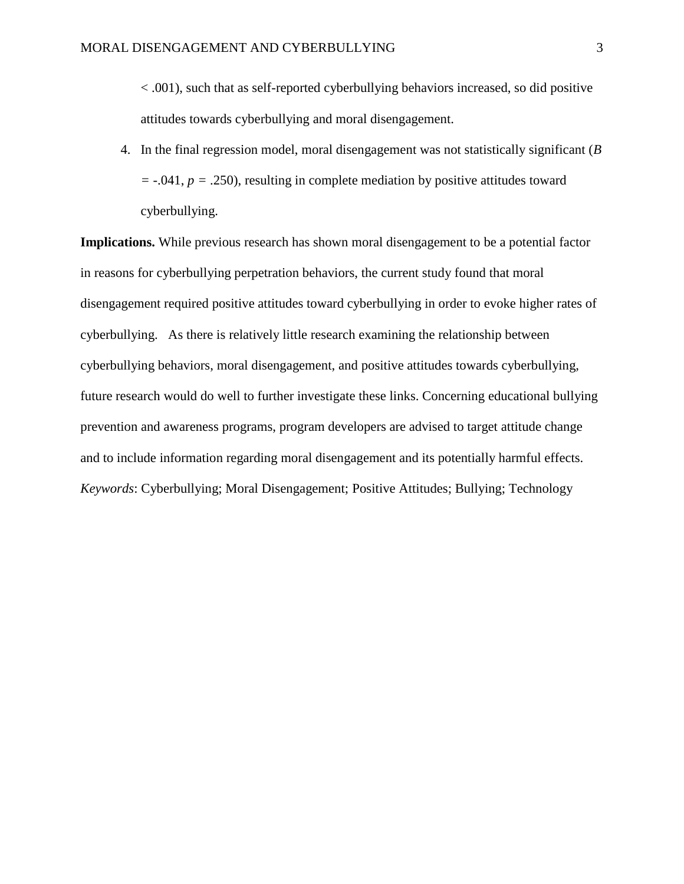< .001), such that as self-reported cyberbullying behaviors increased, so did positive attitudes towards cyberbullying and moral disengagement.

4. In the final regression model, moral disengagement was not statistically significant ($B$ = -.041, $p$ = .250), resulting in complete mediation by positive attitudes toward cyberbullying.

**Implications.** While previous research has shown moral disengagement to be a potential factor in reasons for cyberbullying perpetration behaviors, the current study found that moral disengagement required positive attitudes toward cyberbullying in order to evoke higher rates of cyberbullying. As there is relatively little research examining the relationship between cyberbullying behaviors, moral disengagement, and positive attitudes towards cyberbullying, future research would do well to further investigate these links. Concerning educational bullying prevention and awareness programs, program developers are advised to target attitude change and to include information regarding moral disengagement and its potentially harmful effects.

*Keywords*: Cyberbullying; Moral Disengagement; Positive Attitudes; Bullying; Technology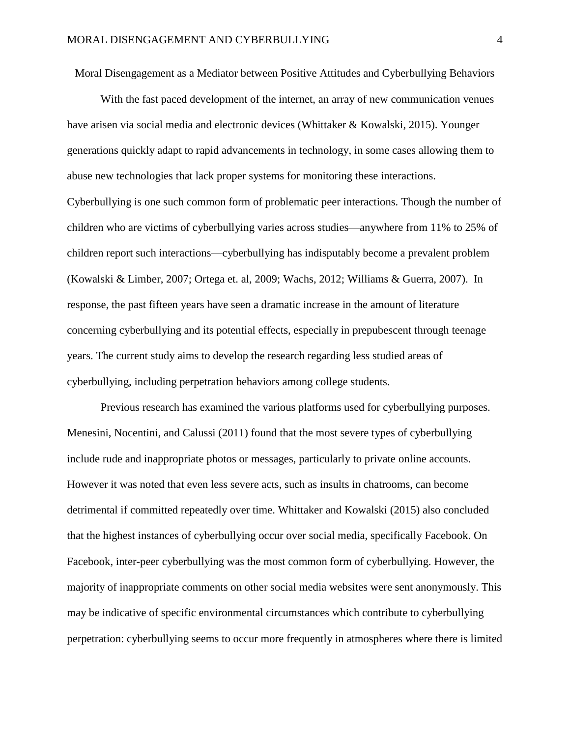# Moral Disengagement as a Mediator between Positive Attitudes and Cyberbullying Behaviors

With the fast paced development of the internet, an array of new communication venues have arisen via social media and electronic devices (Whittaker & Kowalski, 2015). Younger generations quickly adapt to rapid advancements in technology, in some cases allowing them to abuse new technologies that lack proper systems for monitoring these interactions. Cyberbullying is one such common form of problematic peer interactions. Though the number of children who are victims of cyberbullying varies across studies—anywhere from 11% to 25% of children report such interactions—cyberbullying has indisputably become a prevalent problem (Kowalski & Limber, 2007; Ortega et. al, 2009; Wachs, 2012; Williams & Guerra, 2007). In response, the past fifteen years have seen a dramatic increase in the amount of literature concerning cyberbullying and its potential effects, especially in prepubescent through teenage years. The current study aims to develop the research regarding less studied areas of cyberbullying, including perpetration behaviors among college students.

Previous research has examined the various platforms used for cyberbullying purposes. Menesini, Nocentini, and Calussi (2011) found that the most severe types of cyberbullying include rude and inappropriate photos or messages, particularly to private online accounts. However it was noted that even less severe acts, such as insults in chatrooms, can become detrimental if committed repeatedly over time. Whittaker and Kowalski (2015) also concluded that the highest instances of cyberbullying occur over social media, specifically Facebook. On Facebook, inter-peer cyberbullying was the most common form of cyberbullying. However, the majority of inappropriate comments on other social media websites were sent anonymously. This may be indicative of specific environmental circumstances which contribute to cyberbullying perpetration: cyberbullying seems to occur more frequently in atmospheres where there is limited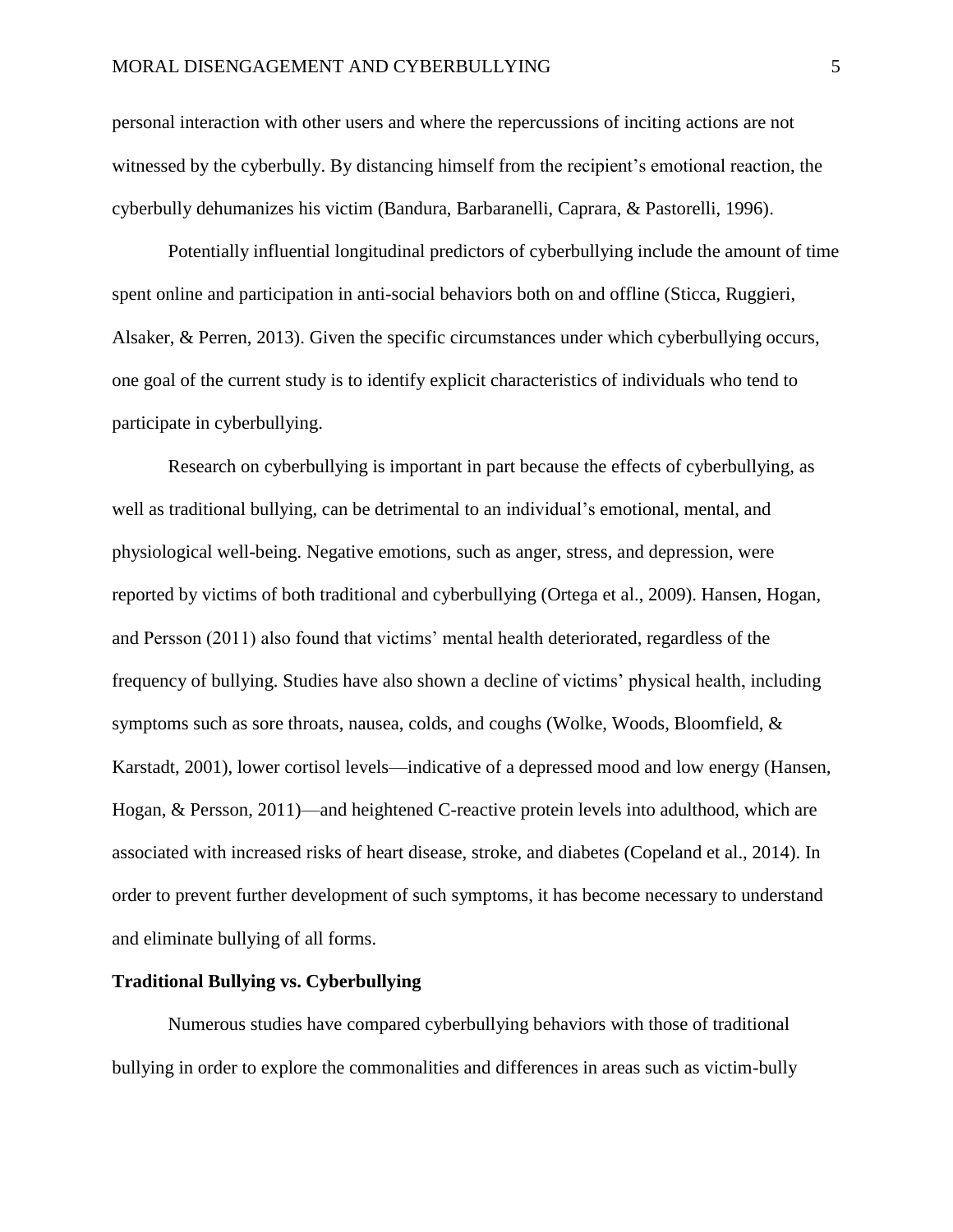personal interaction with other users and where the repercussions of inciting actions are not witnessed by the cyberbully. By distancing himself from the recipient's emotional reaction, the cyberbully dehumanizes his victim (Bandura, Barbaranelli, Caprara, & Pastorelli, 1996).

Potentially influential longitudinal predictors of cyberbullying include the amount of time spent online and participation in anti-social behaviors both on and offline (Sticca, Ruggieri, Alsaker, & Perren, 2013). Given the specific circumstances under which cyberbullying occurs, one goal of the current study is to identify explicit characteristics of individuals who tend to participate in cyberbullying.

Research on cyberbullying is important in part because the effects of cyberbullying, as well as traditional bullying, can be detrimental to an individual's emotional, mental, and physiological well-being. Negative emotions, such as anger, stress, and depression, were reported by victims of both traditional and cyberbullying (Ortega et al., 2009). Hansen, Hogan, and Persson (2011) also found that victims' mental health deteriorated, regardless of the frequency of bullying. Studies have also shown a decline of victims' physical health, including symptoms such as sore throats, nausea, colds, and coughs (Wolke, Woods, Bloomfield, & Karstadt, 2001), lower cortisol levels—indicative of a depressed mood and low energy (Hansen, Hogan, & Persson, 2011)—and heightened C-reactive protein levels into adulthood, which are associated with increased risks of heart disease, stroke, and diabetes (Copeland et al., 2014). In order to prevent further development of such symptoms, it has become necessary to understand and eliminate bullying of all forms.

## Traditional Bullying vs. Cyberbullying

Numerous studies have compared cyberbullying behaviors with those of traditional bullying in order to explore the commonalities and differences in areas such as victim-bully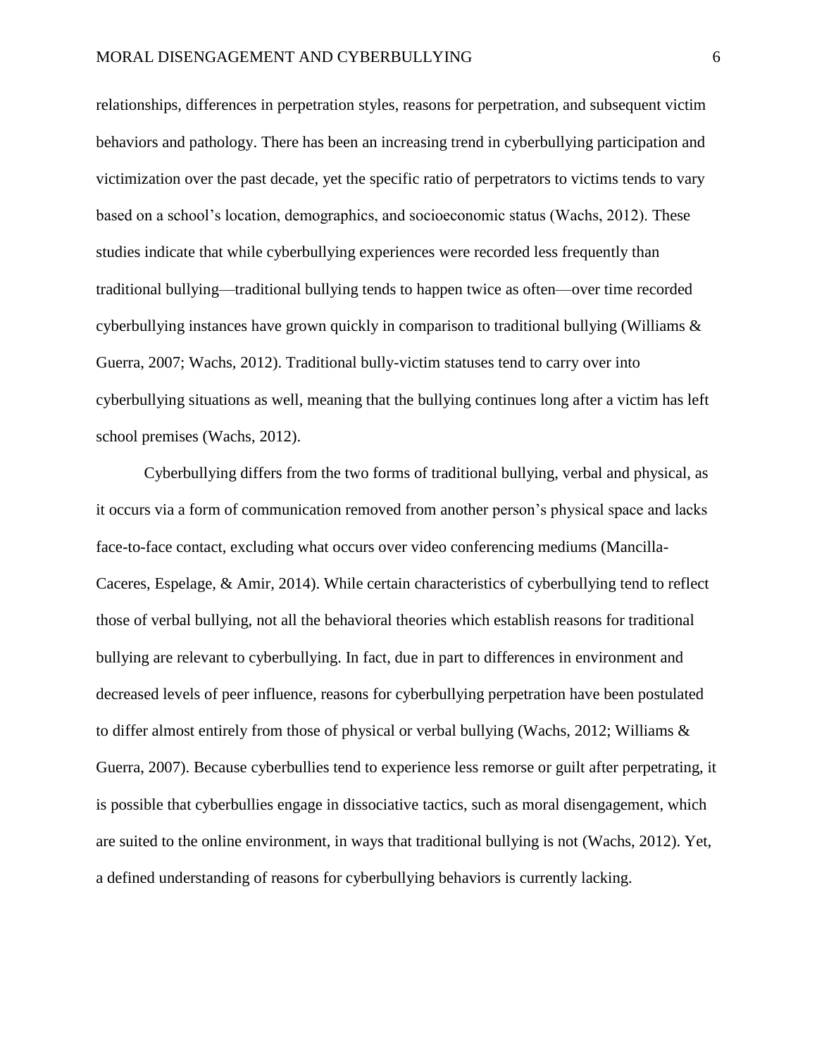relationships, differences in perpetration styles, reasons for perpetration, and subsequent victim behaviors and pathology. There has been an increasing trend in cyberbullying participation and victimization over the past decade, yet the specific ratio of perpetrators to victims tends to vary based on a school's location, demographics, and socioeconomic status (Wachs, 2012). These studies indicate that while cyberbullying experiences were recorded less frequently than traditional bullying—traditional bullying tends to happen twice as often—over time recorded cyberbullying instances have grown quickly in comparison to traditional bullying (Williams & Guerra, 2007; Wachs, 2012). Traditional bully-victim statuses tend to carry over into cyberbullying situations as well, meaning that the bullying continues long after a victim has left school premises (Wachs, 2012).

Cyberbullying differs from the two forms of traditional bullying, verbal and physical, as it occurs via a form of communication removed from another person's physical space and lacks face-to-face contact, excluding what occurs over video conferencing mediums (Mancilla-Caceres, Espelage, & Amir, 2014). While certain characteristics of cyberbullying tend to reflect those of verbal bullying, not all the behavioral theories which establish reasons for traditional bullying are relevant to cyberbullying. In fact, due in part to differences in environment and decreased levels of peer influence, reasons for cyberbullying perpetration have been postulated to differ almost entirely from those of physical or verbal bullying (Wachs, 2012; Williams & Guerra, 2007). Because cyberbullies tend to experience less remorse or guilt after perpetrating, it is possible that cyberbullies engage in dissociative tactics, such as moral disengagement, which are suited to the online environment, in ways that traditional bullying is not (Wachs, 2012). Yet, a defined understanding of reasons for cyberbullying behaviors is currently lacking.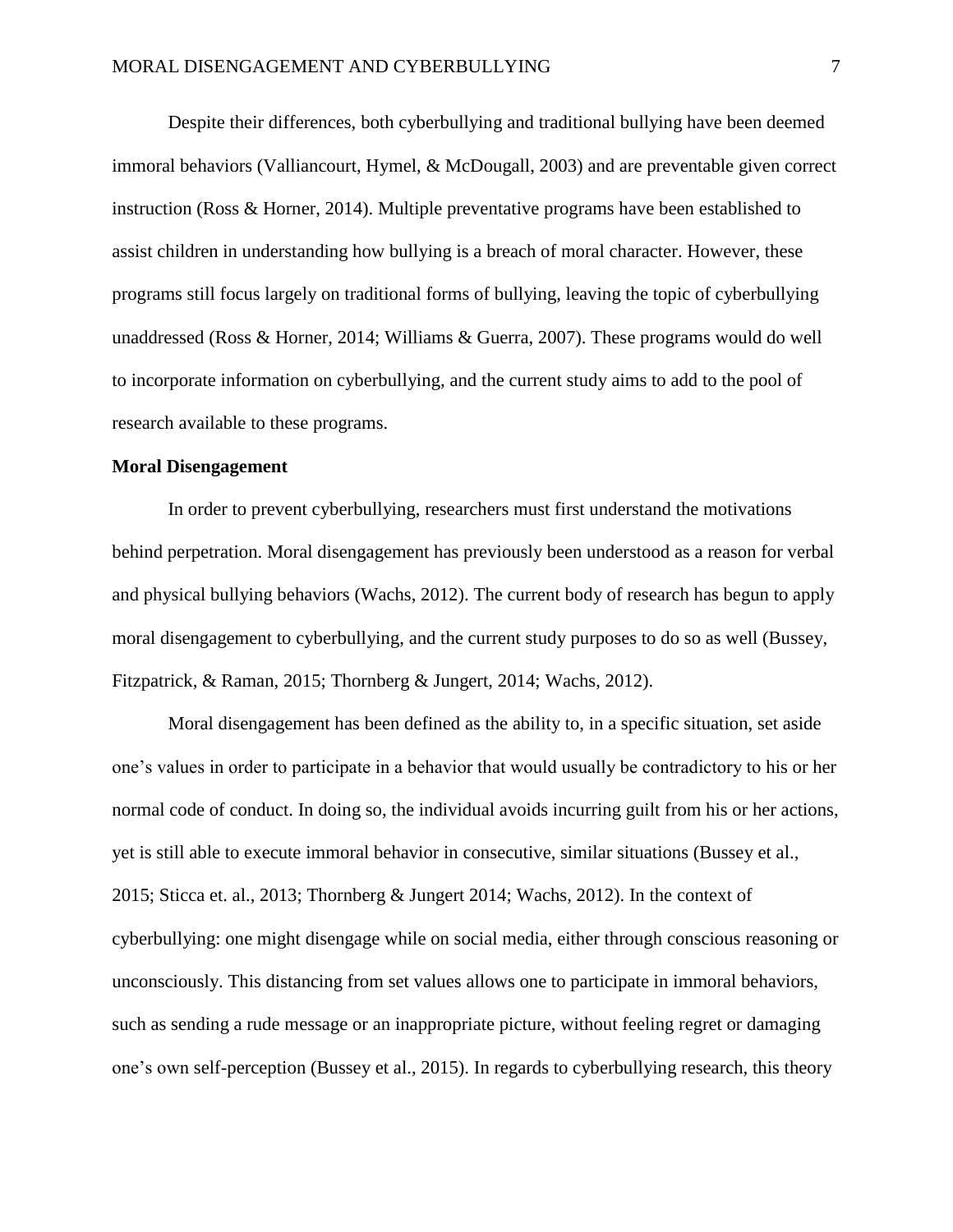Despite their differences, both cyberbullying and traditional bullying have been deemed immoral behaviors (Valliancourt, Hymel, & McDougall, 2003) and are preventable given correct instruction (Ross & Horner, 2014). Multiple preventative programs have been established to assist children in understanding how bullying is a breach of moral character. However, these programs still focus largely on traditional forms of bullying, leaving the topic of cyberbullying unaddressed (Ross & Horner, 2014; Williams & Guerra, 2007). These programs would do well to incorporate information on cyberbullying, and the current study aims to add to the pool of research available to these programs.

**Moral Disengagement**

In order to prevent cyberbullying, researchers must first understand the motivations behind perpetration. Moral disengagement has previously been understood as a reason for verbal and physical bullying behaviors (Wachs, 2012). The current body of research has begun to apply moral disengagement to cyberbullying, and the current study purposes to do so as well (Bussey, Fitzpatrick, & Raman, 2015; Thornberg & Jungert, 2014; Wachs, 2012).

Moral disengagement has been defined as the ability to, in a specific situation, set aside one's values in order to participate in a behavior that would usually be contradictory to his or her normal code of conduct. In doing so, the individual avoids incurring guilt from his or her actions, yet is still able to execute immoral behavior in consecutive, similar situations (Bussey et al., 2015; Sticca et. al., 2013; Thornberg & Jungert 2014; Wachs, 2012). In the context of cyberbullying: one might disengage while on social media, either through conscious reasoning or unconsciously. This distancing from set values allows one to participate in immoral behaviors, such as sending a rude message or an inappropriate picture, without feeling regret or damaging one's own self-perception (Bussey et al., 2015). In regards to cyberbullying research, this theory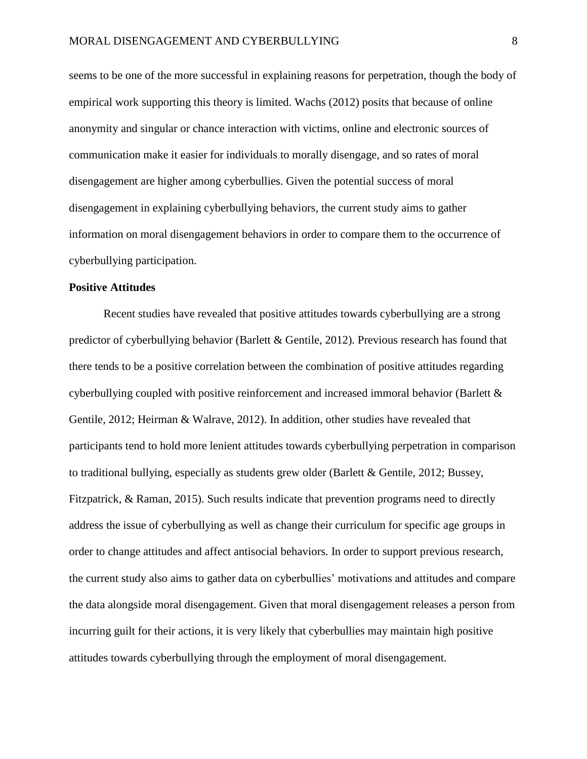seems to be one of the more successful in explaining reasons for perpetration, though the body of empirical work supporting this theory is limited. Wachs (2012) posits that because of online anonymity and singular or chance interaction with victims, online and electronic sources of communication make it easier for individuals to morally disengage, and so rates of moral disengagement are higher among cyberbullies. Given the potential success of moral disengagement in explaining cyberbullying behaviors, the current study aims to gather information on moral disengagement behaviors in order to compare them to the occurrence of cyberbullying participation.

## Positive Attitudes

Recent studies have revealed that positive attitudes towards cyberbullying are a strong predictor of cyberbullying behavior (Barlett & Gentile, 2012). Previous research has found that there tends to be a positive correlation between the combination of positive attitudes regarding cyberbullying coupled with positive reinforcement and increased immoral behavior (Barlett & Gentile, 2012; Heirman & Walrave, 2012). In addition, other studies have revealed that participants tend to hold more lenient attitudes towards cyberbullying perpetration in comparison to traditional bullying, especially as students grew older (Barlett & Gentile, 2012; Bussey, Fitzpatrick, & Raman, 2015). Such results indicate that prevention programs need to directly address the issue of cyberbullying as well as change their curriculum for specific age groups in order to change attitudes and affect antisocial behaviors. In order to support previous research, the current study also aims to gather data on cyberbullies' motivations and attitudes and compare the data alongside moral disengagement. Given that moral disengagement releases a person from incurring guilt for their actions, it is very likely that cyberbullies may maintain high positive attitudes towards cyberbullying through the employment of moral disengagement.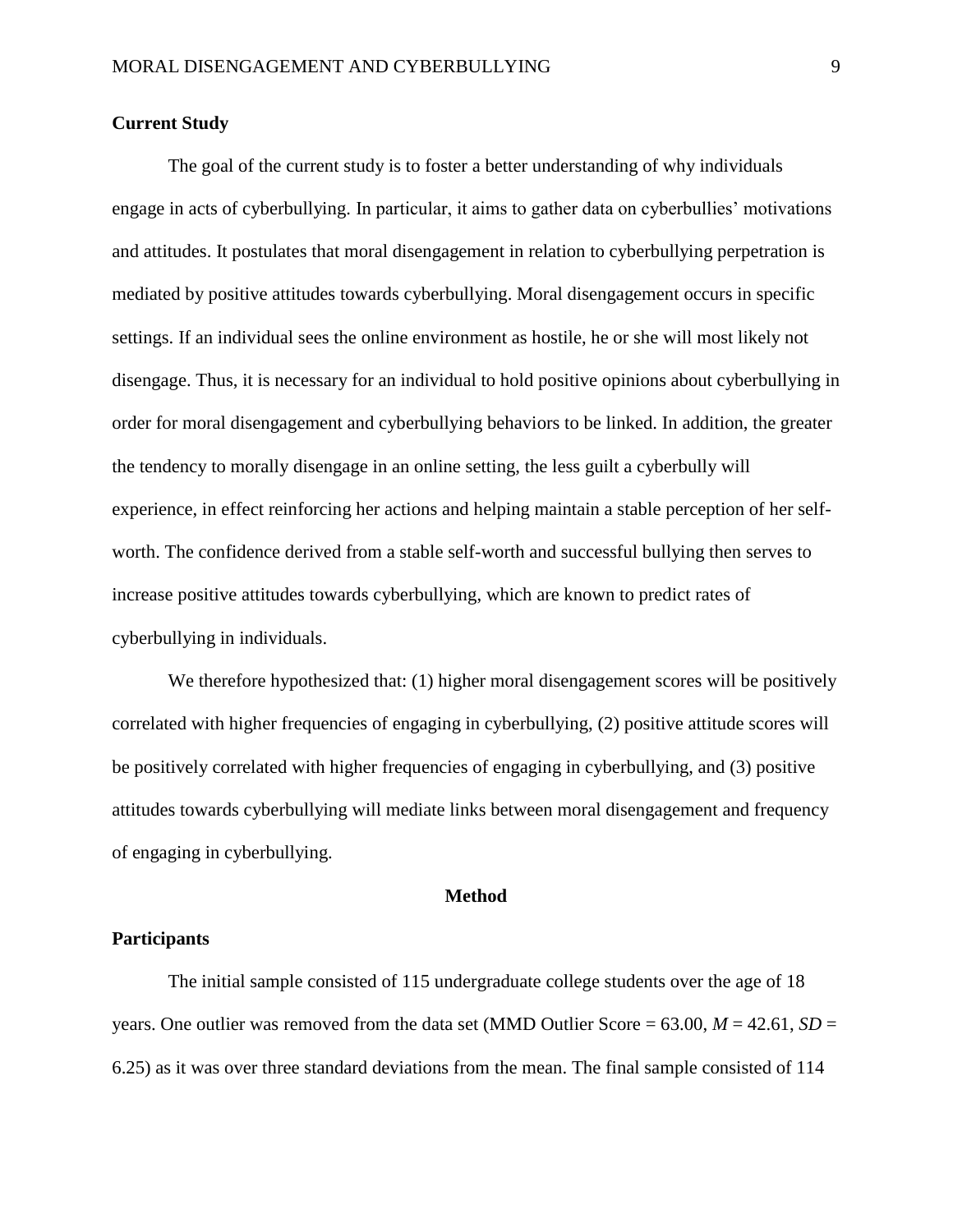## Current Study

The goal of the current study is to foster a better understanding of why individuals engage in acts of cyberbullying. In particular, it aims to gather data on cyberbullies' motivations and attitudes. It postulates that moral disengagement in relation to cyberbullying perpetration is mediated by positive attitudes towards cyberbullying. Moral disengagement occurs in specific settings. If an individual sees the online environment as hostile, he or she will most likely not disengage. Thus, it is necessary for an individual to hold positive opinions about cyberbullying in order for moral disengagement and cyberbullying behaviors to be linked. In addition, the greater the tendency to morally disengage in an online setting, the less guilt a cyberbully will experience, in effect reinforcing her actions and helping maintain a stable perception of her self-worth. The confidence derived from a stable self-worth and successful bullying then serves to increase positive attitudes towards cyberbullying, which are known to predict rates of cyberbullying in individuals.

We therefore hypothesized that: (1) higher moral disengagement scores will be positively correlated with higher frequencies of engaging in cyberbullying, (2) positive attitude scores will be positively correlated with higher frequencies of engaging in cyberbullying, and (3) positive attitudes towards cyberbullying will mediate links between moral disengagement and frequency of engaging in cyberbullying.

# Method

## Participants

The initial sample consisted of 115 undergraduate college students over the age of 18 years. One outlier was removed from the data set (MMD Outlier Score = 63.00, $M$ = 42.61, $SD$ = 6.25) as it was over three standard deviations from the mean. The final sample consisted of 114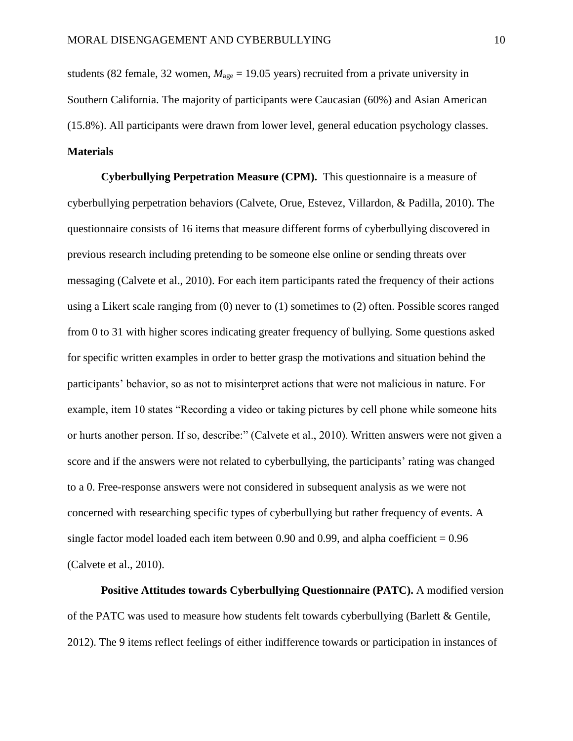students (82 female, 32 women, $M_{age}$ = 19.05 years) recruited from a private university in Southern California. The majority of participants were Caucasian (60%) and Asian American (15.8%). All participants were drawn from lower level, general education psychology classes.

**Materials**

**Cyberbullying Perpetration Measure (CPM).** This questionnaire is a measure of cyberbullying perpetration behaviors (Calvete, Orue, Estevez, Villardon, & Padilla, 2010). The questionnaire consists of 16 items that measure different forms of cyberbullying discovered in previous research including pretending to be someone else online or sending threats over messaging (Calvete et al., 2010). For each item participants rated the frequency of their actions using a Likert scale ranging from (0) never to (1) sometimes to (2) often. Possible scores ranged from 0 to 31 with higher scores indicating greater frequency of bullying. Some questions asked for specific written examples in order to better grasp the motivations and situation behind the participants' behavior, so as not to misinterpret actions that were not malicious in nature. For example, item 10 states "Recording a video or taking pictures by cell phone while someone hits or hurts another person. If so, describe:" (Calvete et al., 2010). Written answers were not given a score and if the answers were not related to cyberbullying, the participants' rating was changed to a 0. Free-response answers were not considered in subsequent analysis as we were not concerned with researching specific types of cyberbullying but rather frequency of events. A single factor model loaded each item between 0.90 and 0.99, and alpha coefficient = 0.96 (Calvete et al., 2010).

**Positive Attitudes towards Cyberbullying Questionnaire (PATC).** A modified version of the PATC was used to measure how students felt towards cyberbullying (Barlett & Gentile, 2012). The 9 items reflect feelings of either indifference towards or participation in instances of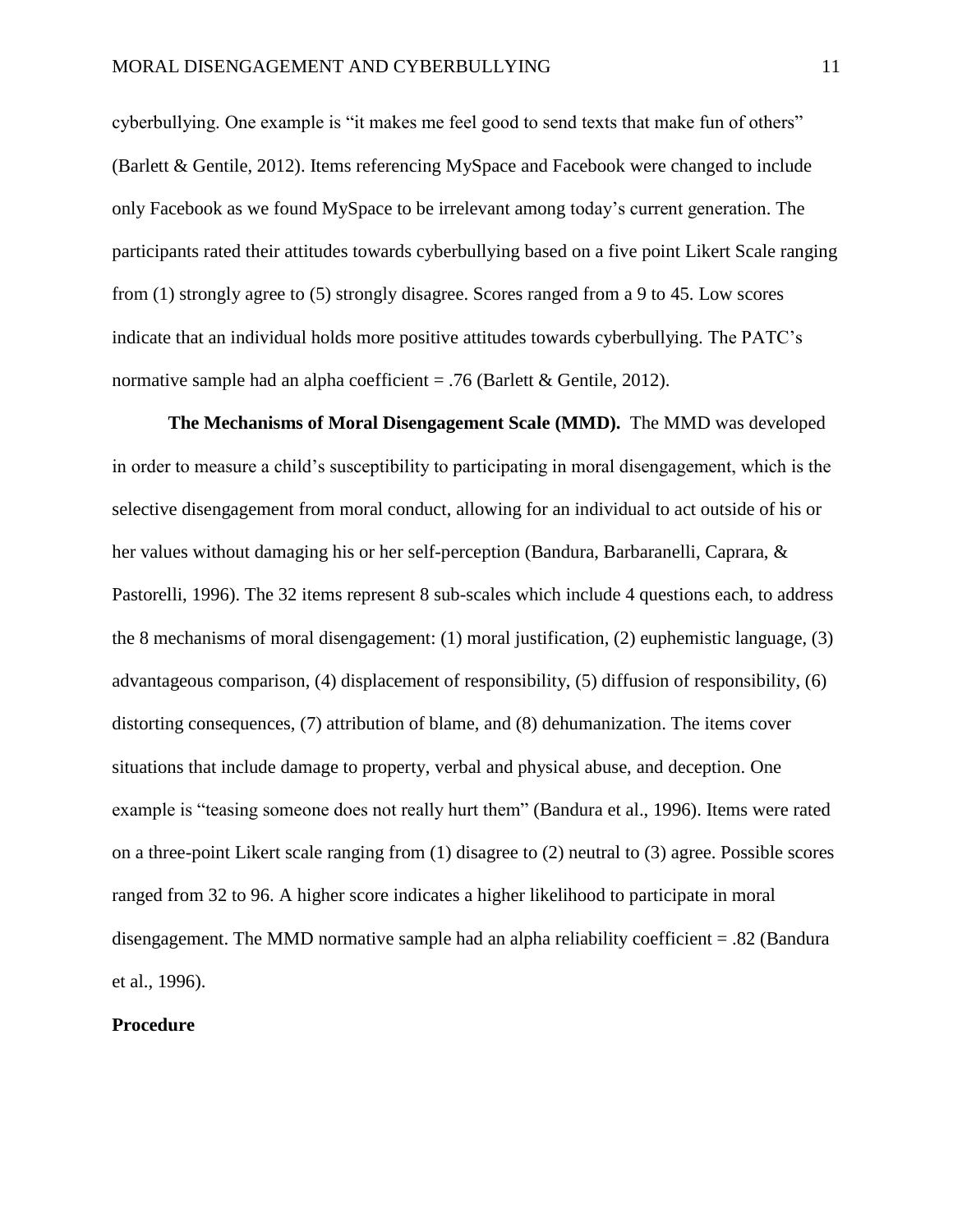cyberbullying. One example is "it makes me feel good to send texts that make fun of others" (Barlett & Gentile, 2012). Items referencing MySpace and Facebook were changed to include only Facebook as we found MySpace to be irrelevant among today's current generation. The participants rated their attitudes towards cyberbullying based on a five point Likert Scale ranging from (1) strongly agree to (5) strongly disagree. Scores ranged from a 9 to 45. Low scores indicate that an individual holds more positive attitudes towards cyberbullying. The PATC's normative sample had an alpha coefficient = .76 (Barlett & Gentile, 2012).

**The Mechanisms of Moral Disengagement Scale (MMD).** The MMD was developed in order to measure a child's susceptibility to participating in moral disengagement, which is the selective disengagement from moral conduct, allowing for an individual to act outside of his or her values without damaging his or her self-perception (Bandura, Barbaranelli, Caprara, & Pastorelli, 1996). The 32 items represent 8 sub-scales which include 4 questions each, to address the 8 mechanisms of moral disengagement: (1) moral justification, (2) euphemistic language, (3) advantageous comparison, (4) displacement of responsibility, (5) diffusion of responsibility, (6) distorting consequences, (7) attribution of blame, and (8) dehumanization. The items cover situations that include damage to property, verbal and physical abuse, and deception. One example is "teasing someone does not really hurt them" (Bandura et al., 1996). Items were rated on a three-point Likert scale ranging from (1) disagree to (2) neutral to (3) agree. Possible scores ranged from 32 to 96. A higher score indicates a higher likelihood to participate in moral disengagement. The MMD normative sample had an alpha reliability coefficient = .82 (Bandura et al., 1996).

**Procedure**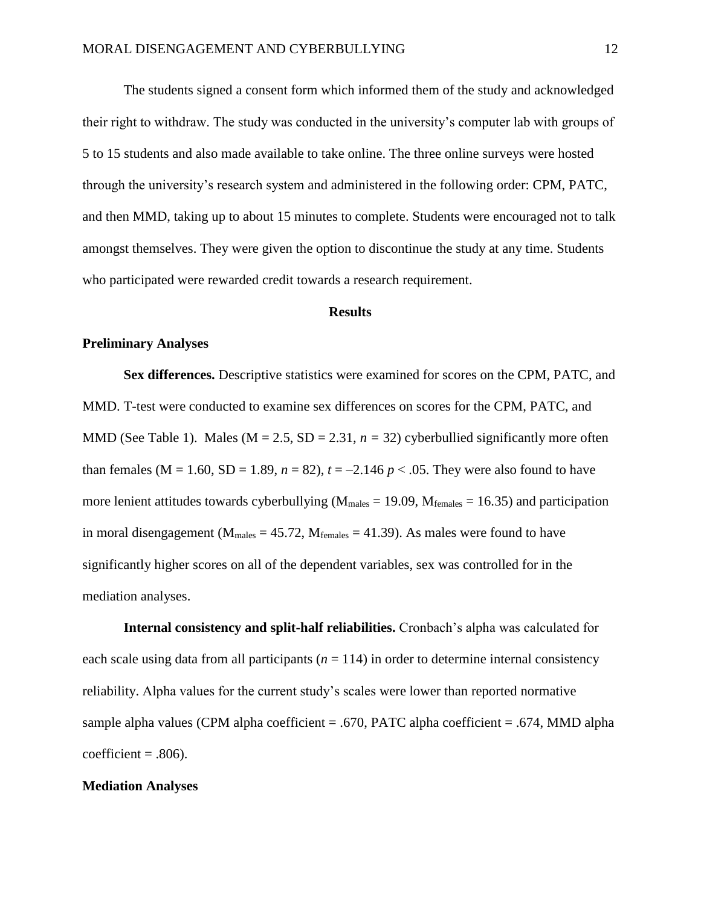The students signed a consent form which informed them of the study and acknowledged their right to withdraw. The study was conducted in the university's computer lab with groups of 5 to 15 students and also made available to take online. The three online surveys were hosted through the university's research system and administered in the following order: CPM, PATC, and then MMD, taking up to about 15 minutes to complete. Students were encouraged not to talk amongst themselves. They were given the option to discontinue the study at any time. Students who participated were rewarded credit towards a research requirement.

## Results

### Preliminary Analyses

**Sex differences.** Descriptive statistics were examined for scores on the CPM, PATC, and MMD. T-test were conducted to examine sex differences on scores for the CPM, PATC, and MMD (See Table 1). Males (M = 2.5, SD = 2.31, $n = 32$) cyberbullied significantly more often than females (M = 1.60, SD = 1.89, $n = 82$), $t = -2.146$ $p < .05$. They were also found to have more lenient attitudes towards cyberbullying ($M_{males} = 19.09$, $M_{females} = 16.35$) and participation in moral disengagement ($M_{males} = 45.72$, $M_{females} = 41.39$). As males were found to have significantly higher scores on all of the dependent variables, sex was controlled for in the mediation analyses.

**Internal consistency and split-half reliabilities.** Cronbach's alpha was calculated for each scale using data from all participants ($n = 114$) in order to determine internal consistency reliability. Alpha values for the current study's scales were lower than reported normative sample alpha values (CPM alpha coefficient = .670, PATC alpha coefficient = .674, MMD alpha coefficient = .806).

### Mediation Analyses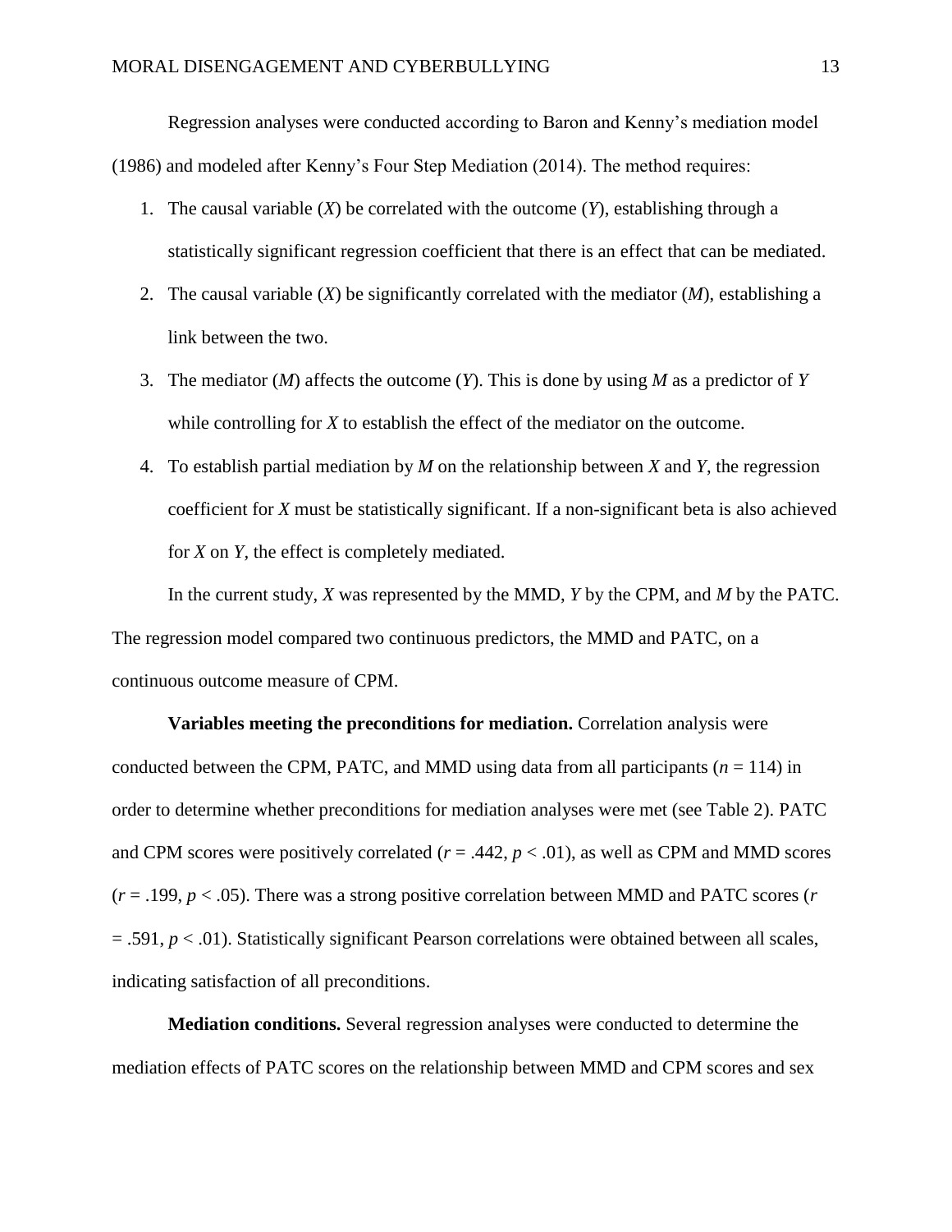Regression analyses were conducted according to Baron and Kenny's mediation model (1986) and modeled after Kenny's Four Step Mediation (2014). The method requires:

1. The causal variable (*X*) be correlated with the outcome (*Y*), establishing through a statistically significant regression coefficient that there is an effect that can be mediated.
2. The causal variable (*X*) be significantly correlated with the mediator (*M*), establishing a link between the two.
3. The mediator (*M*) affects the outcome (*Y*). This is done by using *M* as a predictor of *Y* while controlling for *X* to establish the effect of the mediator on the outcome.
4. To establish partial mediation by *M* on the relationship between *X* and *Y*, the regression coefficient for *X* must be statistically significant. If a non-significant beta is also achieved for *X* on *Y*, the effect is completely mediated.

In the current study, *X* was represented by the MMD, *Y* by the CPM, and *M* by the PATC. The regression model compared two continuous predictors, the MMD and PATC, on a continuous outcome measure of CPM.

**Variables meeting the preconditions for mediation.** Correlation analysis were conducted between the CPM, PATC, and MMD using data from all participants ($n = 114$) in order to determine whether preconditions for mediation analyses were met (see Table 2). PATC and CPM scores were positively correlated ($r = .442$, $p < .01$), as well as CPM and MMD scores ($r = .199$, $p < .05$). There was a strong positive correlation between MMD and PATC scores ($r = .591$, $p < .01$). Statistically significant Pearson correlations were obtained between all scales, indicating satisfaction of all preconditions.

**Mediation conditions.** Several regression analyses were conducted to determine the mediation effects of PATC scores on the relationship between MMD and CPM scores and sex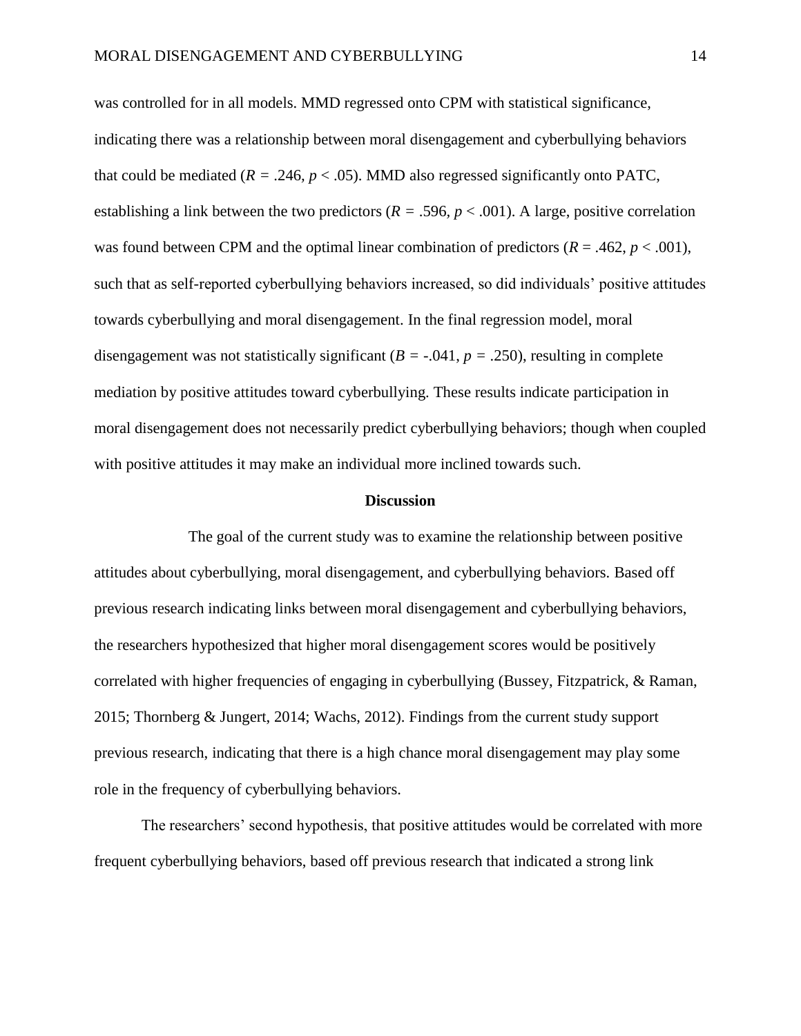was controlled for in all models. MMD regressed onto CPM with statistical significance, indicating there was a relationship between moral disengagement and cyberbullying behaviors that could be mediated ($R = .246$, $p < .05$). MMD also regressed significantly onto PATC, establishing a link between the two predictors ($R = .596$, $p < .001$). A large, positive correlation was found between CPM and the optimal linear combination of predictors ($R = .462$, $p < .001$), such that as self-reported cyberbullying behaviors increased, so did individuals' positive attitudes towards cyberbullying and moral disengagement. In the final regression model, moral disengagement was not statistically significant ($B = -.041$, $p = .250$), resulting in complete mediation by positive attitudes toward cyberbullying. These results indicate participation in moral disengagement does not necessarily predict cyberbullying behaviors; though when coupled with positive attitudes it may make an individual more inclined towards such.

## Discussion

The goal of the current study was to examine the relationship between positive attitudes about cyberbullying, moral disengagement, and cyberbullying behaviors. Based off previous research indicating links between moral disengagement and cyberbullying behaviors, the researchers hypothesized that higher moral disengagement scores would be positively correlated with higher frequencies of engaging in cyberbullying (Bussey, Fitzpatrick, & Raman, 2015; Thornberg & Jungert, 2014; Wachs, 2012). Findings from the current study support previous research, indicating that there is a high chance moral disengagement may play some role in the frequency of cyberbullying behaviors.

The researchers' second hypothesis, that positive attitudes would be correlated with more frequent cyberbullying behaviors, based off previous research that indicated a strong link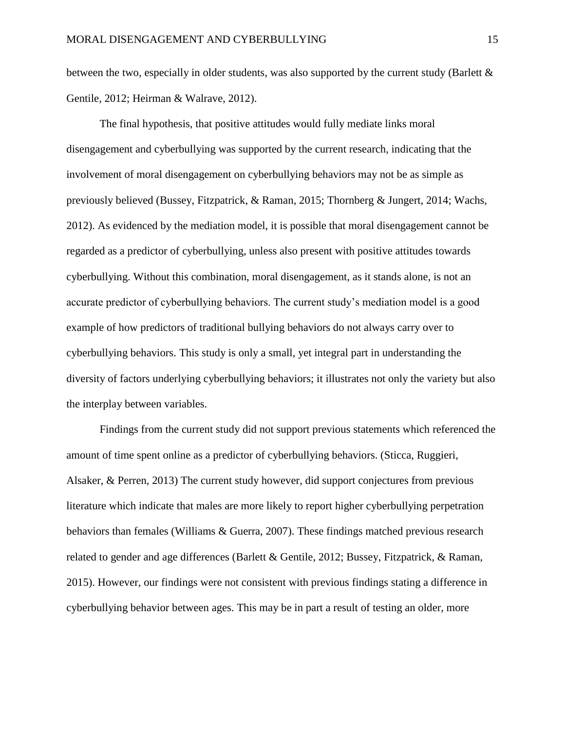between the two, especially in older students, was also supported by the current study (Barlett & Gentile, 2012; Heirman & Walrave, 2012).

The final hypothesis, that positive attitudes would fully mediate links moral disengagement and cyberbullying was supported by the current research, indicating that the involvement of moral disengagement on cyberbullying behaviors may not be as simple as previously believed (Bussey, Fitzpatrick, & Raman, 2015; Thornberg & Jungert, 2014; Wachs, 2012). As evidenced by the mediation model, it is possible that moral disengagement cannot be regarded as a predictor of cyberbullying, unless also present with positive attitudes towards cyberbullying. Without this combination, moral disengagement, as it stands alone, is not an accurate predictor of cyberbullying behaviors. The current study's mediation model is a good example of how predictors of traditional bullying behaviors do not always carry over to cyberbullying behaviors. This study is only a small, yet integral part in understanding the diversity of factors underlying cyberbullying behaviors; it illustrates not only the variety but also the interplay between variables.

Findings from the current study did not support previous statements which referenced the amount of time spent online as a predictor of cyberbullying behaviors. (Sticca, Ruggieri, Alsaker, & Perren, 2013) The current study however, did support conjectures from previous literature which indicate that males are more likely to report higher cyberbullying perpetration behaviors than females (Williams & Guerra, 2007). These findings matched previous research related to gender and age differences (Barlett & Gentile, 2012; Bussey, Fitzpatrick, & Raman, 2015). However, our findings were not consistent with previous findings stating a difference in cyberbullying behavior between ages. This may be in part a result of testing an older, more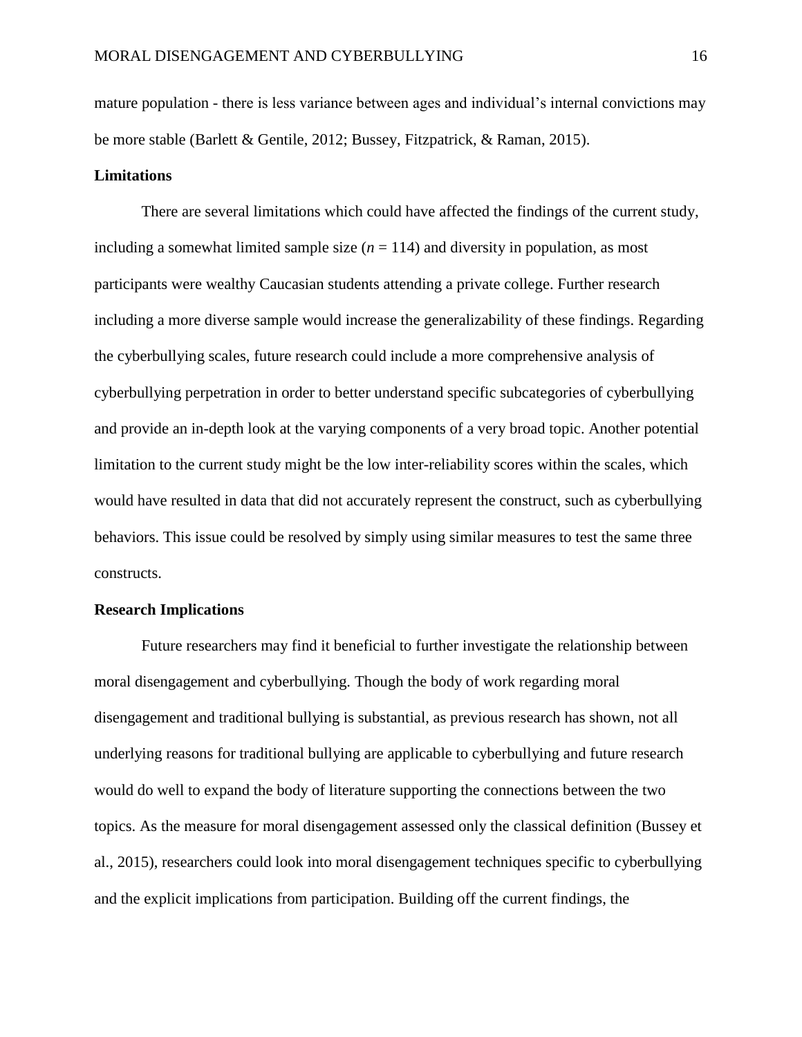mature population - there is less variance between ages and individual's internal convictions may be more stable (Barlett & Gentile, 2012; Bussey, Fitzpatrick, & Raman, 2015).

## Limitations

There are several limitations which could have affected the findings of the current study, including a somewhat limited sample size ($n$ = 114) and diversity in population, as most participants were wealthy Caucasian students attending a private college. Further research including a more diverse sample would increase the generalizability of these findings. Regarding the cyberbullying scales, future research could include a more comprehensive analysis of cyberbullying perpetration in order to better understand specific subcategories of cyberbullying and provide an in-depth look at the varying components of a very broad topic. Another potential limitation to the current study might be the low inter-reliability scores within the scales, which would have resulted in data that did not accurately represent the construct, such as cyberbullying behaviors. This issue could be resolved by simply using similar measures to test the same three constructs.

## Research Implications

Future researchers may find it beneficial to further investigate the relationship between moral disengagement and cyberbullying. Though the body of work regarding moral disengagement and traditional bullying is substantial, as previous research has shown, not all underlying reasons for traditional bullying are applicable to cyberbullying and future research would do well to expand the body of literature supporting the connections between the two topics. As the measure for moral disengagement assessed only the classical definition (Bussey et al., 2015), researchers could look into moral disengagement techniques specific to cyberbullying and the explicit implications from participation. Building off the current findings, the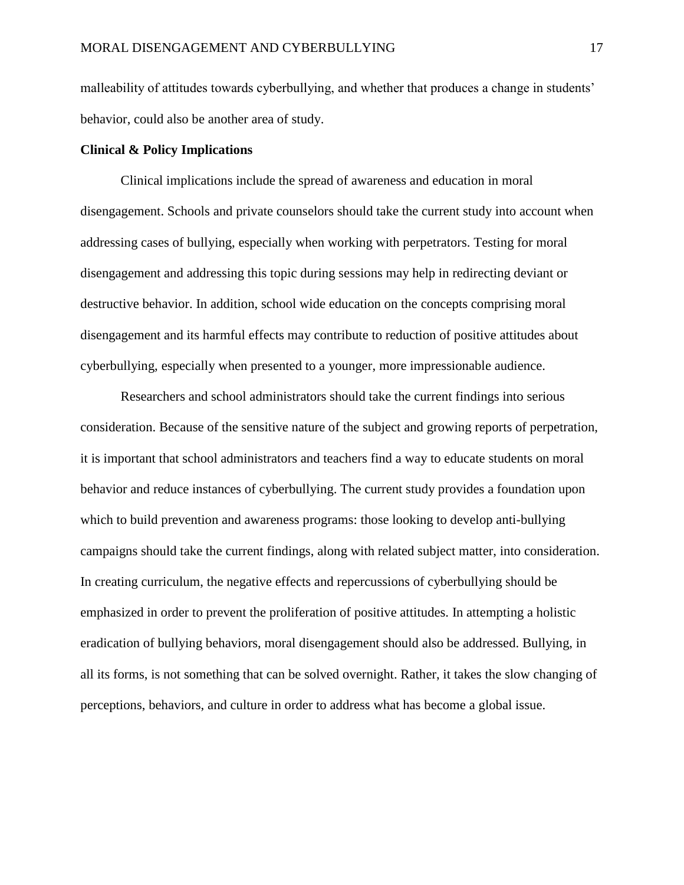malleability of attitudes towards cyberbullying, and whether that produces a change in students' behavior, could also be another area of study.

**Clinical & Policy Implications**

Clinical implications include the spread of awareness and education in moral disengagement. Schools and private counselors should take the current study into account when addressing cases of bullying, especially when working with perpetrators. Testing for moral disengagement and addressing this topic during sessions may help in redirecting deviant or destructive behavior. In addition, school wide education on the concepts comprising moral disengagement and its harmful effects may contribute to reduction of positive attitudes about cyberbullying, especially when presented to a younger, more impressionable audience.

Researchers and school administrators should take the current findings into serious consideration. Because of the sensitive nature of the subject and growing reports of perpetration, it is important that school administrators and teachers find a way to educate students on moral behavior and reduce instances of cyberbullying. The current study provides a foundation upon which to build prevention and awareness programs: those looking to develop anti-bullying campaigns should take the current findings, along with related subject matter, into consideration. In creating curriculum, the negative effects and repercussions of cyberbullying should be emphasized in order to prevent the proliferation of positive attitudes. In attempting a holistic eradication of bullying behaviors, moral disengagement should also be addressed. Bullying, in all its forms, is not something that can be solved overnight. Rather, it takes the slow changing of perceptions, behaviors, and culture in order to address what has become a global issue.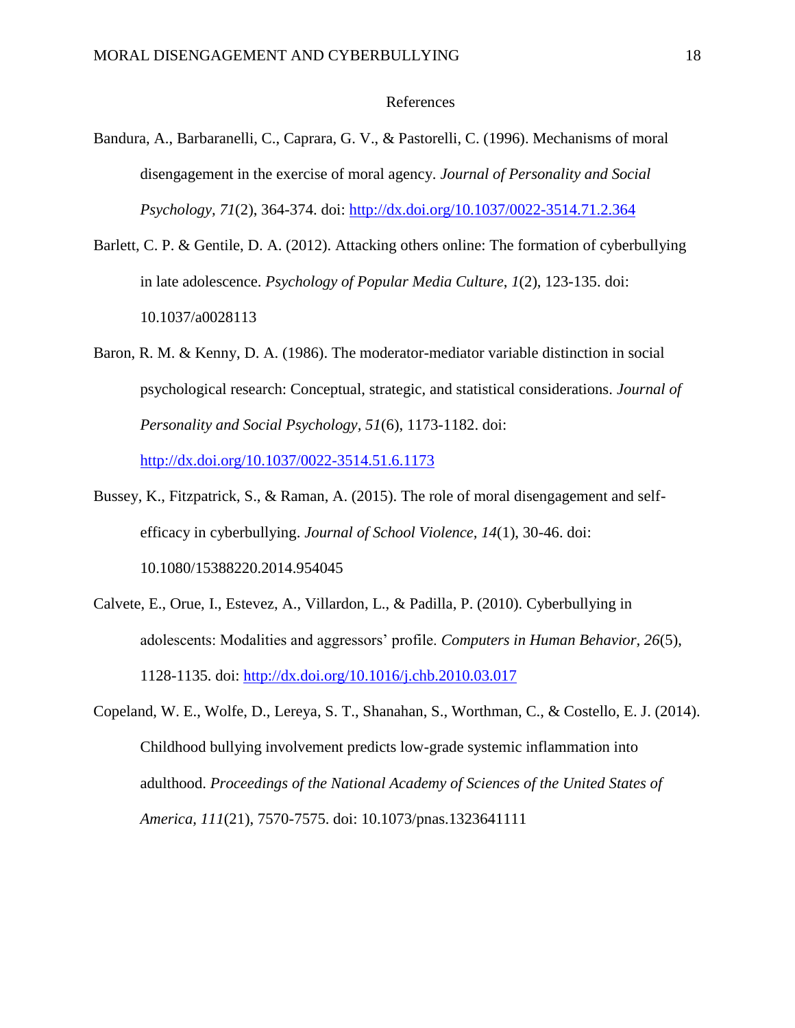# References

Bandura, A., Barbaranelli, C., Caprara, G. V., & Pastorelli, C. (1996). Mechanisms of moral disengagement in the exercise of moral agency. *Journal of Personality and Social Psychology*, *71*(2), 364-374. doi: http://dx.doi.org/10.1037/0022-3514.71.2.364

Barlett, C. P. & Gentile, D. A. (2012). Attacking others online: The formation of cyberbullying in late adolescence. *Psychology of Popular Media Culture*, *1*(2), 123-135. doi: 10.1037/a0028113

Baron, R. M. & Kenny, D. A. (1986). The moderator-mediator variable distinction in social psychological research: Conceptual, strategic, and statistical considerations. *Journal of Personality and Social Psychology*, *51*(6), 1173-1182. doi: http://dx.doi.org/10.1037/0022-3514.51.6.1173

Bussey, K., Fitzpatrick, S., & Raman, A. (2015). The role of moral disengagement and self-efficacy in cyberbullying. *Journal of School Violence*, *14*(1), 30-46. doi: 10.1080/15388220.2014.954045

Calvete, E., Orue, I., Estevez, A., Villardon, L., & Padilla, P. (2010). Cyberbullying in adolescents: Modalities and aggressors' profile. *Computers in Human Behavior, 26*(5), 1128-1135. doi: http://dx.doi.org/10.1016/j.chb.2010.03.017

Copeland, W. E., Wolfe, D., Lereya, S. T., Shanahan, S., Worthman, C., & Costello, E. J. (2014). Childhood bullying involvement predicts low-grade systemic inflammation into adulthood. *Proceedings of the National Academy of Sciences of the United States of America*, *111*(21), 7570-7575. doi: 10.1073/pnas.1323641111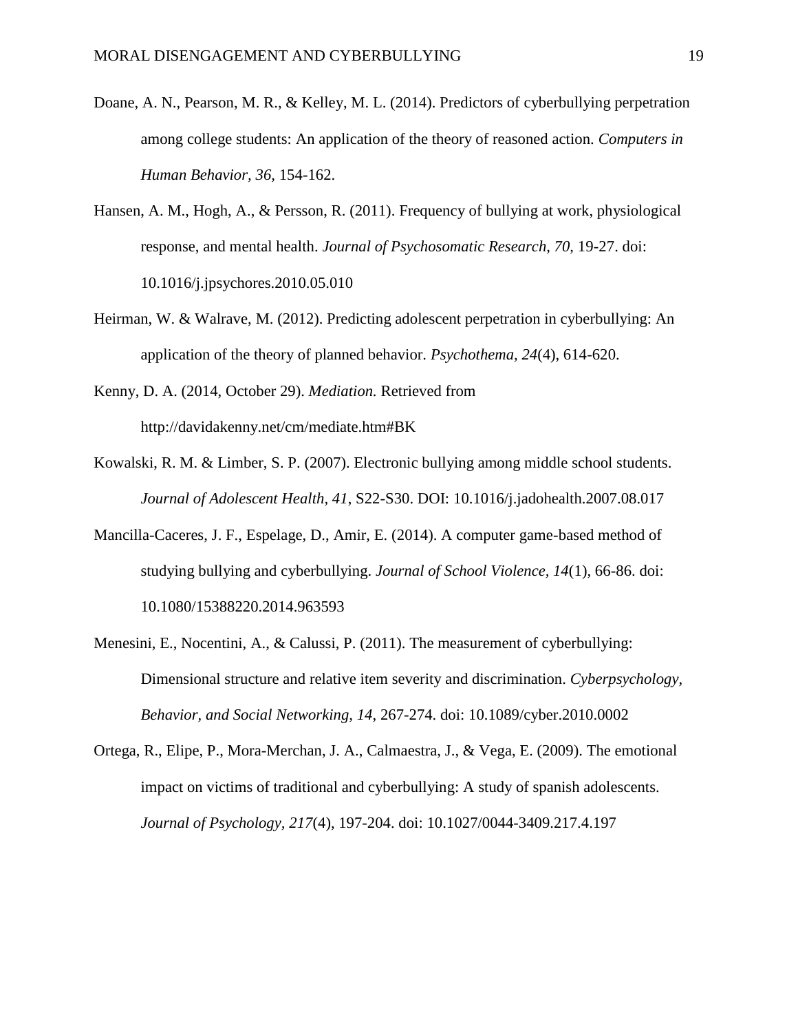Doane, A. N., Pearson, M. R., & Kelley, M. L. (2014). Predictors of cyberbullying perpetration among college students: An application of the theory of reasoned action. *Computers in Human Behavior, 36*, 154-162.

Hansen, A. M., Hogh, A., & Persson, R. (2011). Frequency of bullying at work, physiological response, and mental health. *Journal of Psychosomatic Research, 70,* 19-27. doi: 10.1016/j.jpsychores.2010.05.010

Heirman, W. & Walrave, M. (2012). Predicting adolescent perpetration in cyberbullying: An application of the theory of planned behavior. *Psychothema, 24*(4), 614-620.

Kenny, D. A. (2014, October 29). *Mediation.* Retrieved from http://davidakenny.net/cm/mediate.htm#BK

Kowalski, R. M. & Limber, S. P. (2007). Electronic bullying among middle school students. *Journal of Adolescent Health, 41*, S22-S30. DOI: 10.1016/j.jadohealth.2007.08.017

Mancilla-Caceres, J. F., Espelage, D., Amir, E. (2014). A computer game-based method of studying bullying and cyberbullying. *Journal of School Violence, 14*(1), 66-86. doi: 10.1080/15388220.2014.963593

Menesini, E., Nocentini, A., & Calussi, P. (2011). The measurement of cyberbullying: Dimensional structure and relative item severity and discrimination. *Cyberpsychology, Behavior, and Social Networking, 14*, 267-274. doi: 10.1089/cyber.2010.0002

Ortega, R., Elipe, P., Mora-Merchan, J. A., Calmaestra, J., & Vega, E. (2009). The emotional impact on victims of traditional and cyberbullying: A study of spanish adolescents. *Journal of Psychology, 217*(4), 197-204. doi: 10.1027/0044-3409.217.4.197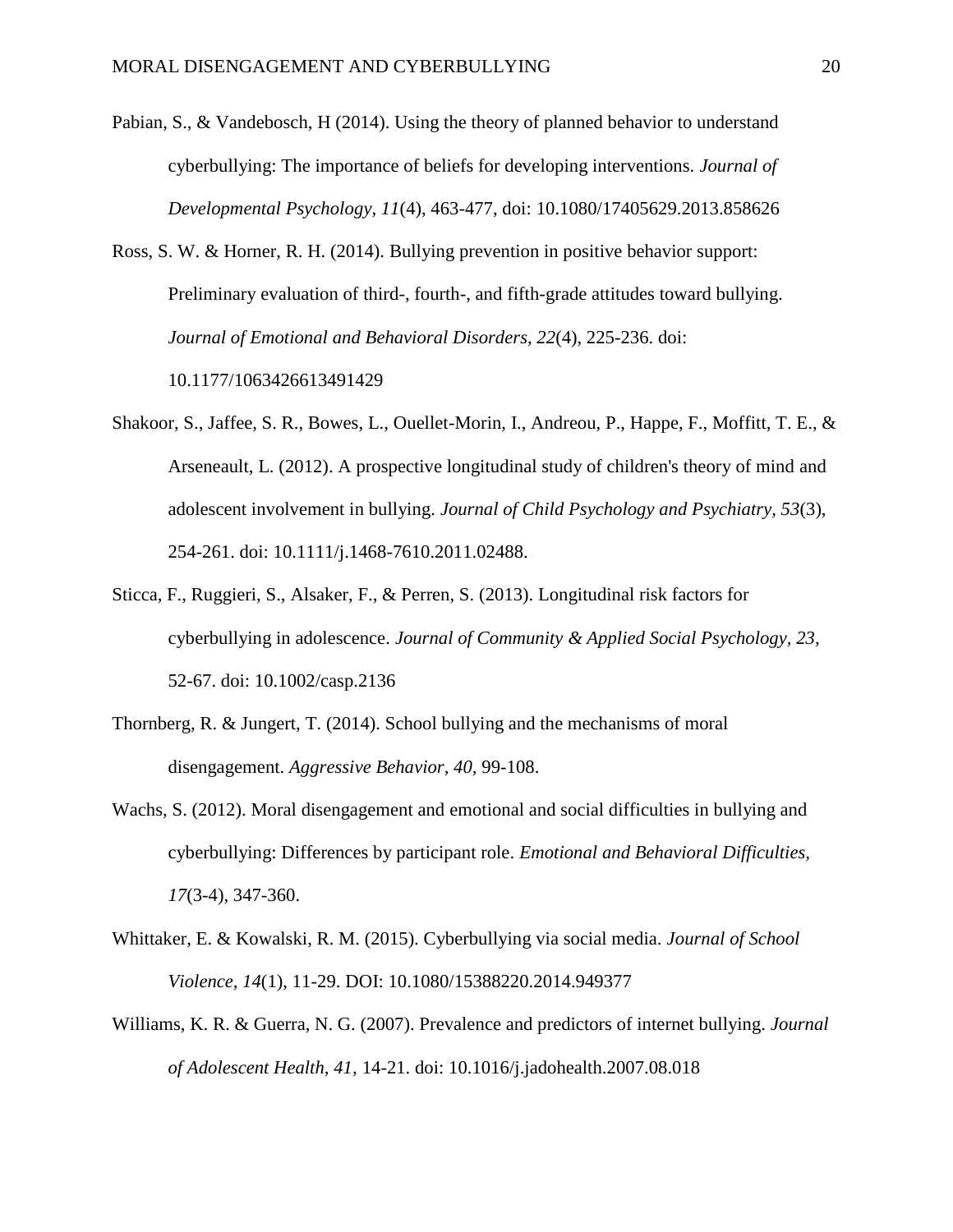Pabian, S., & Vandebosch, H (2014). Using the theory of planned behavior to understand cyberbullying: The importance of beliefs for developing interventions. *Journal of Developmental Psychology, 11*(4), 463-477, doi: 10.1080/17405629.2013.858626

Ross, S. W. & Horner, R. H. (2014). Bullying prevention in positive behavior support: Preliminary evaluation of third-, fourth-, and fifth-grade attitudes toward bullying. *Journal of Emotional and Behavioral Disorders, 22*(4), 225-236. doi: 10.1177/1063426613491429

Shakoor, S., Jaffee, S. R., Bowes, L., Ouellet-Morin, I., Andreou, P., Happe, F., Moffitt, T. E., & Arseneault, L. (2012). A prospective longitudinal study of children's theory of mind and adolescent involvement in bullying. *Journal of Child Psychology and Psychiatry, 53*(3), 254-261. doi: 10.1111/j.1468-7610.2011.02488.

Sticca, F., Ruggieri, S., Alsaker, F., & Perren, S. (2013). Longitudinal risk factors for cyberbullying in adolescence. *Journal of Community & Applied Social Psychology, 23,* 52-67. doi: 10.1002/casp.2136

Thornberg, R. & Jungert, T. (2014). School bullying and the mechanisms of moral disengagement. *Aggressive Behavior, 40,* 99-108.

Wachs, S. (2012). Moral disengagement and emotional and social difficulties in bullying and cyberbullying: Differences by participant role. *Emotional and Behavioral Difficulties, 17*(3-4), 347-360.

Whittaker, E. & Kowalski, R. M. (2015). Cyberbullying via social media. *Journal of School Violence, 14*(1), 11-29. DOI: 10.1080/15388220.2014.949377

Williams, K. R. & Guerra, N. G. (2007). Prevalence and predictors of internet bullying. *Journal of Adolescent Health, 41,* 14-21. doi: 10.1016/j.jadohealth.2007.08.018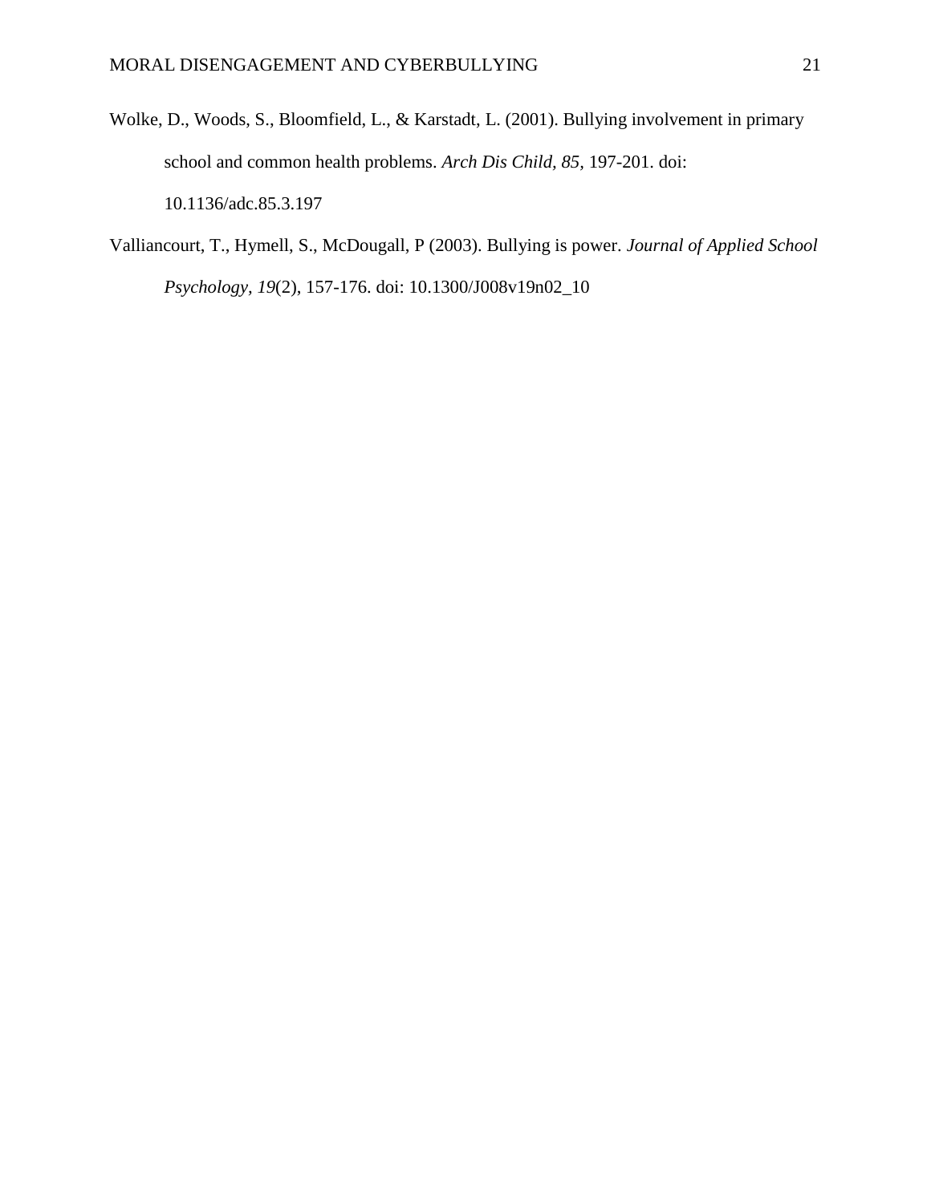Wolke, D., Woods, S., Bloomfield, L., & Karstadt, L. (2001). Bullying involvement in primary school and common health problems. *Arch Dis Child, 85*, 197-201. doi: 10.1136/adc.85.3.197

Valliancourt, T., Hymell, S., McDougall, P (2003). Bullying is power. *Journal of Applied School Psychology, 19*(2), 157-176. doi: 10.1300/J008v19n02_10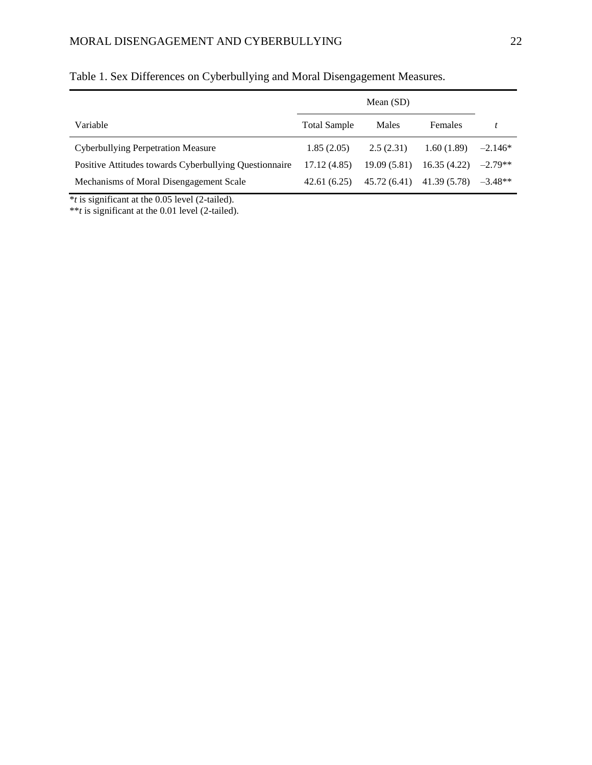Table 1. Sex Differences on Cyberbullying and Moral Disengagement Measures.

| | Mean (SD) | | | |
|---|---|---|---|---|
| Variable | Total Sample | Males | Females | *t* |
| Cyberbullying Perpetration Measure | 1.85 (2.05) | 2.5 (2.31) | 1.60 (1.89) | –2.146* |
| Positive Attitudes towards Cyberbullying Questionnaire | 17.12 (4.85) | 19.09 (5.81) | 16.35 (4.22) | –2.79** |
| Mechanisms of Moral Disengagement Scale | 42.61 (6.25) | 45.72 (6.41) | 41.39 (5.78) | –3.48** |

**t* is significant at the 0.05 level (2-tailed).
***t* is significant at the 0.01 level (2-tailed).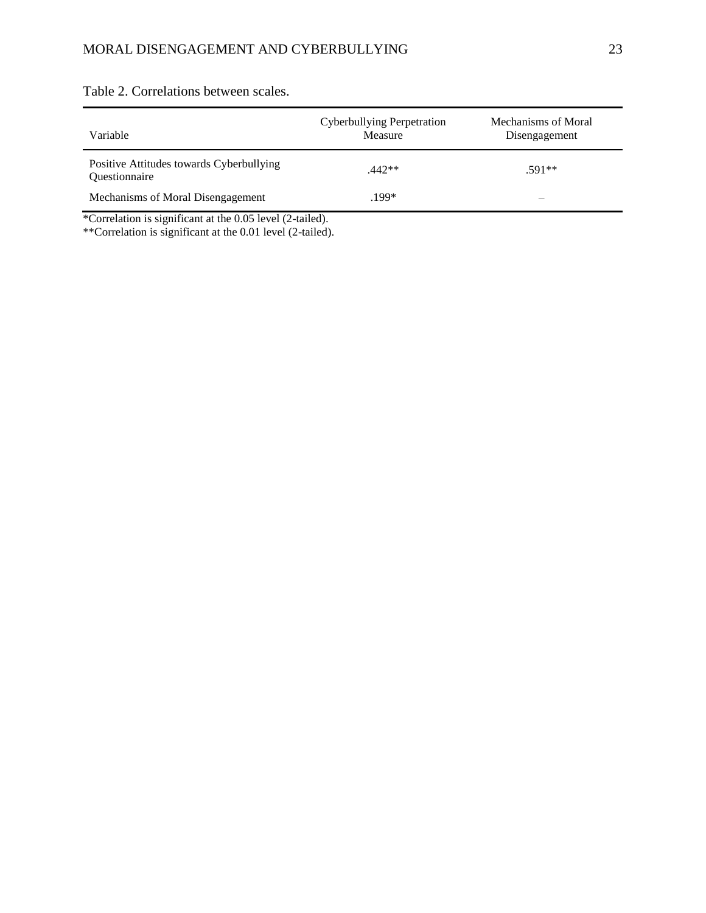Table 2. Correlations between scales.

| Variable | Cyberbullying Perpetration Measure | Mechanisms of Moral Disengagement |
|---|---|---|
| Positive Attitudes towards Cyberbullying Questionnaire | .442** | .591** |
| Mechanisms of Moral Disengagement | .199* | – |

*Correlation is significant at the 0.05 level (2-tailed).
**Correlation is significant at the 0.01 level (2-tailed).